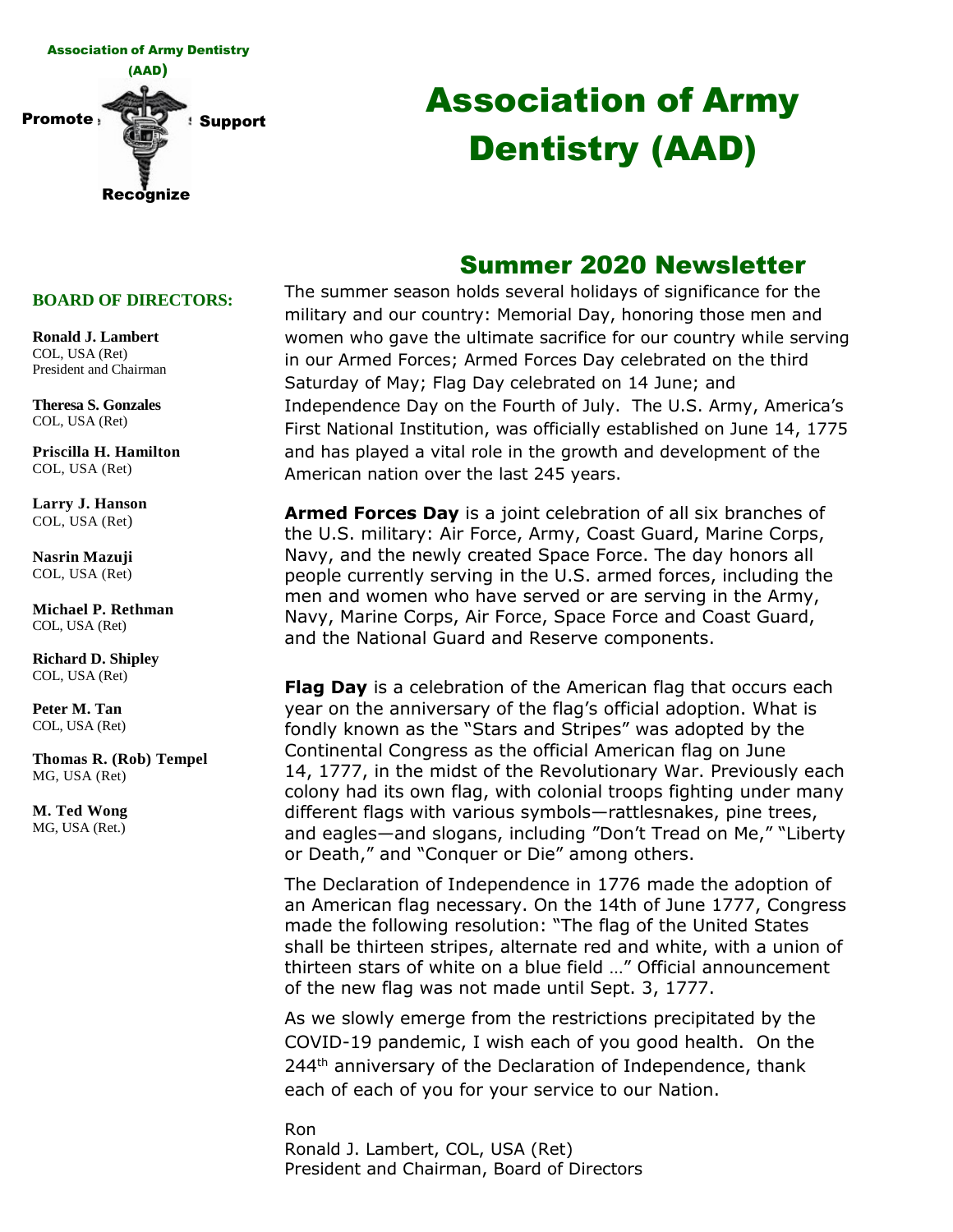Association of Army Dentistry (AAD)

Promote Support

Recognize

# Association of Army Dentistry (AAD)

## Summer 2020 Newsletter

**BOARD OF DIRECTORS:**

**Ronald J. Lambert**
COL, USA (Ret)
President and Chairman

**Theresa S. Gonzales**
COL, USA (Ret)

**Priscilla H. Hamilton**
COL, USA (Ret)

**Larry J. Hanson**
COL, USA (Ret)

**Nasrin Mazuji**
COL, USA (Ret)

**Michael P. Rethman**
COL, USA (Ret)

**Richard D. Shipley**
COL, USA (Ret)

**Peter M. Tan**
COL, USA (Ret)

**Thomas R. (Rob) Tempel**
MG, USA (Ret)

**M. Ted Wong**
MG, USA (Ret.)

The summer season holds several holidays of significance for the military and our country: Memorial Day, honoring those men and women who gave the ultimate sacrifice for our country while serving in our Armed Forces; Armed Forces Day celebrated on the third Saturday of May; Flag Day celebrated on 14 June; and Independence Day on the Fourth of July. The U.S. Army, America's First National Institution, was officially established on June 14, 1775 and has played a vital role in the growth and development of the American nation over the last 245 years.

**Armed Forces Day** is a joint celebration of all six branches of the U.S. military: Air Force, Army, Coast Guard, Marine Corps, Navy, and the newly created Space Force. The day honors all people currently serving in the U.S. armed forces, including the men and women who have served or are serving in the Army, Navy, Marine Corps, Air Force, Space Force and Coast Guard, and the National Guard and Reserve components.

**Flag Day** is a celebration of the American flag that occurs each year on the anniversary of the flag's official adoption. What is fondly known as the "Stars and Stripes" was adopted by the Continental Congress as the official American flag on June 14, 1777, in the midst of the Revolutionary War. Previously each colony had its own flag, with colonial troops fighting under many different flags with various symbols—rattlesnakes, pine trees, and eagles—and slogans, including "Don't Tread on Me," "Liberty or Death," and "Conquer or Die" among others.

The Declaration of Independence in 1776 made the adoption of an American flag necessary. On the 14th of June 1777, Congress made the following resolution: "The flag of the United States shall be thirteen stripes, alternate red and white, with a union of thirteen stars of white on a blue field …" Official announcement of the new flag was not made until Sept. 3, 1777.

As we slowly emerge from the restrictions precipitated by the COVID-19 pandemic, I wish each of you good health. On the 244th anniversary of the Declaration of Independence, thank each of each of you for your service to our Nation.

Ron
Ronald J. Lambert, COL, USA (Ret)
President and Chairman, Board of Directors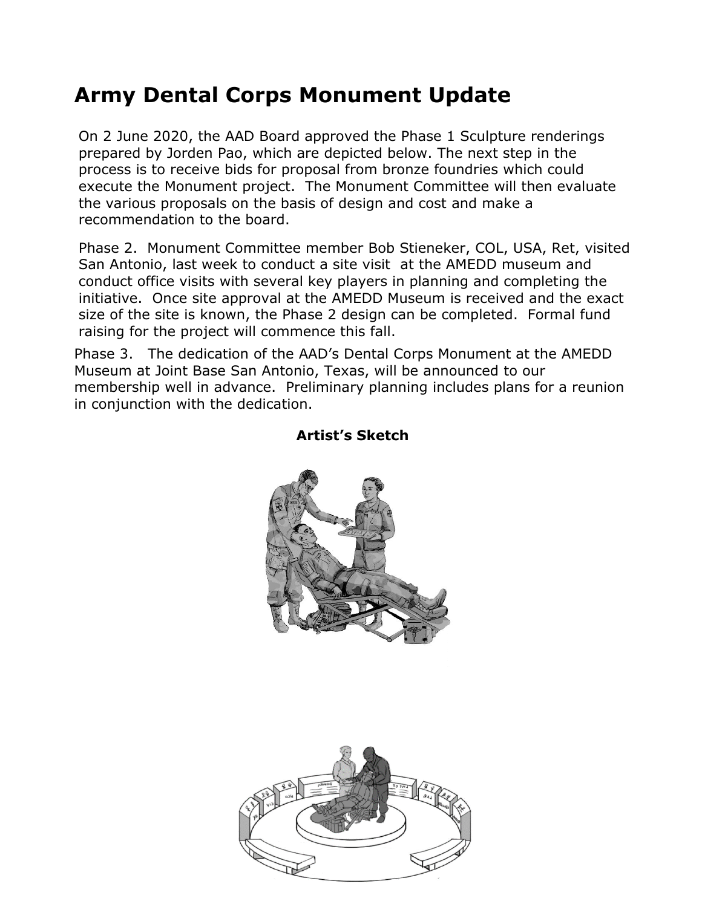# Army Dental Corps Monument Update

On 2 June 2020, the AAD Board approved the Phase 1 Sculpture renderings prepared by Jorden Pao, which are depicted below. The next step in the process is to receive bids for proposal from bronze foundries which could execute the Monument project. The Monument Committee will then evaluate the various proposals on the basis of design and cost and make a recommendation to the board.

Phase 2. Monument Committee member Bob Stieneker, COL, USA, Ret, visited San Antonio, last week to conduct a site visit at the AMEDD museum and conduct office visits with several key players in planning and completing the initiative. Once site approval at the AMEDD Museum is received and the exact size of the site is known, the Phase 2 design can be completed. Formal fund raising for the project will commence this fall.

Phase 3. The dedication of the AAD's Dental Corps Monument at the AMEDD Museum at Joint Base San Antonio, Texas, will be announced to our membership well in advance. Preliminary planning includes plans for a reunion in conjunction with the dedication.

**Artist's Sketch**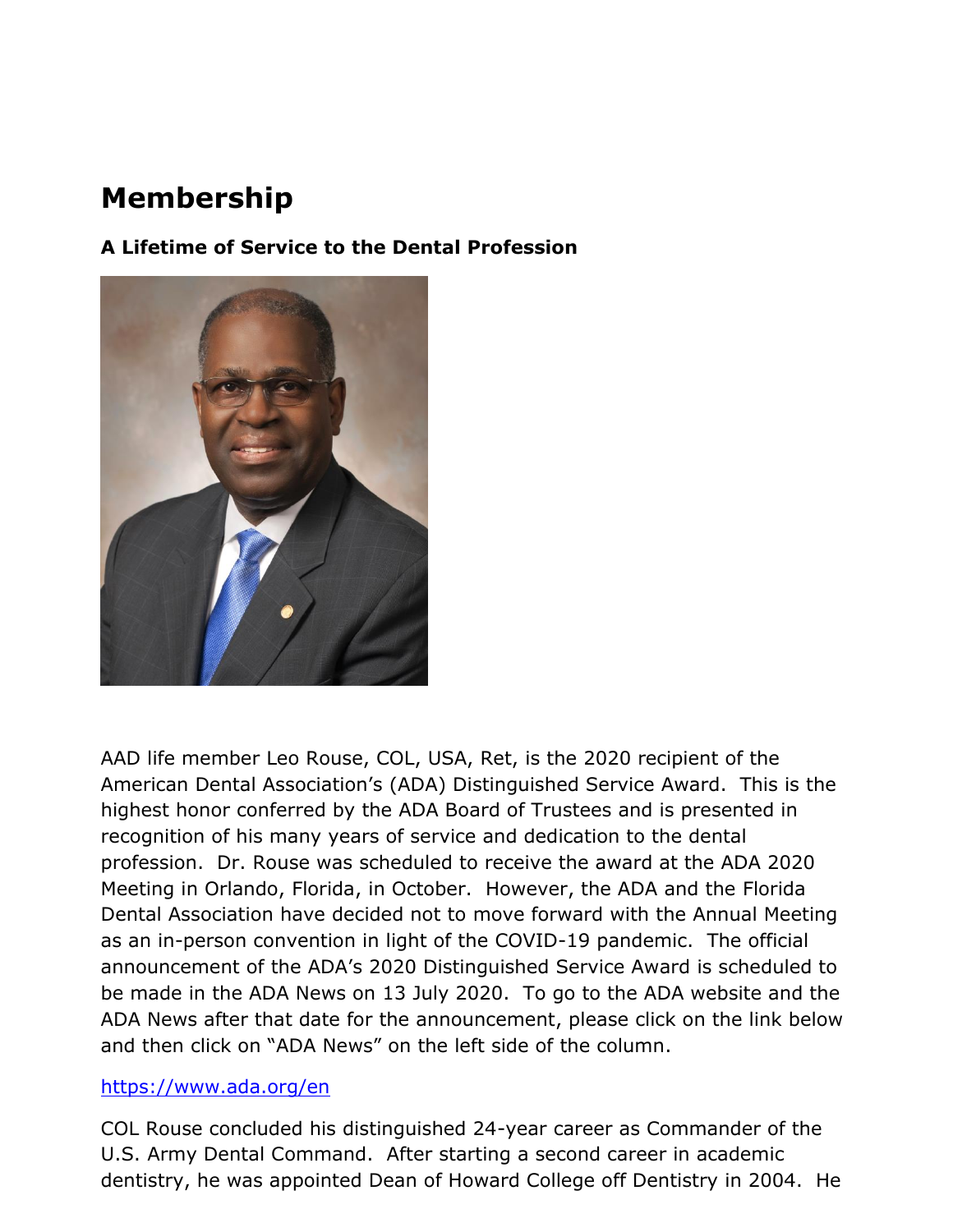# Membership

**A Lifetime of Service to the Dental Profession**

AAD life member Leo Rouse, COL, USA, Ret, is the 2020 recipient of the American Dental Association's (ADA) Distinguished Service Award. This is the highest honor conferred by the ADA Board of Trustees and is presented in recognition of his many years of service and dedication to the dental profession. Dr. Rouse was scheduled to receive the award at the ADA 2020 Meeting in Orlando, Florida, in October. However, the ADA and the Florida Dental Association have decided not to move forward with the Annual Meeting as an in-person convention in light of the COVID-19 pandemic. The official announcement of the ADA's 2020 Distinguished Service Award is scheduled to be made in the ADA News on 13 July 2020. To go to the ADA website and the ADA News after that date for the announcement, please click on the link below and then click on "ADA News" on the left side of the column.

https://www.ada.org/en

COL Rouse concluded his distinguished 24-year career as Commander of the U.S. Army Dental Command. After starting a second career in academic dentistry, he was appointed Dean of Howard College off Dentistry in 2004. He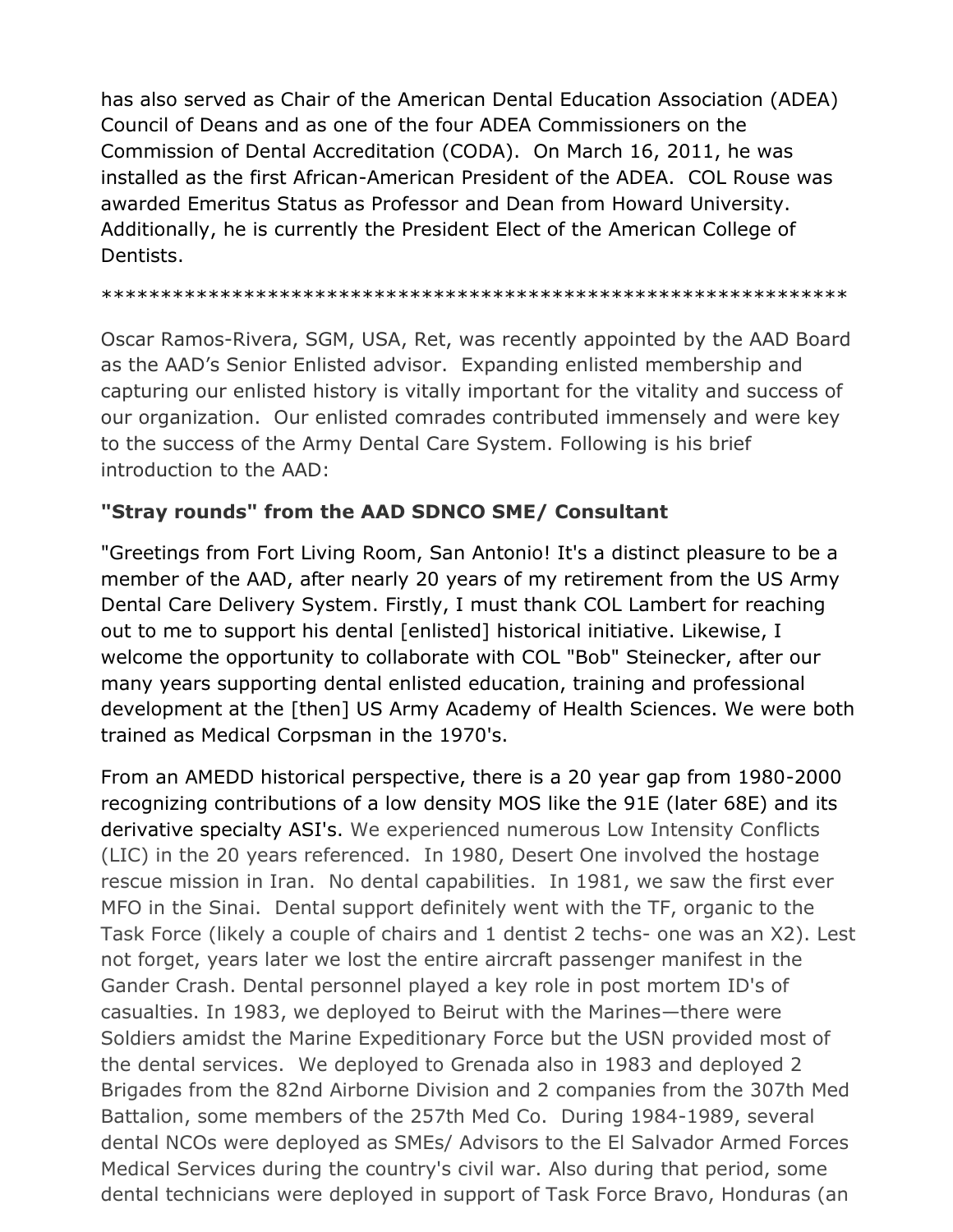has also served as Chair of the American Dental Education Association (ADEA) Council of Deans and as one of the four ADEA Commissioners on the Commission of Dental Accreditation (CODA). On March 16, 2011, he was installed as the first African-American President of the ADEA. COL Rouse was awarded Emeritus Status as Professor and Dean from Howard University. Additionally, he is currently the President Elect of the American College of Dentists.

****************************************************************

Oscar Ramos-Rivera, SGM, USA, Ret, was recently appointed by the AAD Board as the AAD's Senior Enlisted advisor. Expanding enlisted membership and capturing our enlisted history is vitally important for the vitality and success of our organization. Our enlisted comrades contributed immensely and were key to the success of the Army Dental Care System. Following is his brief introduction to the AAD:

**"Stray rounds" from the AAD SDNCO SME/ Consultant**

"Greetings from Fort Living Room, San Antonio! It's a distinct pleasure to be a member of the AAD, after nearly 20 years of my retirement from the US Army Dental Care Delivery System. Firstly, I must thank COL Lambert for reaching out to me to support his dental [enlisted] historical initiative. Likewise, I welcome the opportunity to collaborate with COL "Bob" Steinecker, after our many years supporting dental enlisted education, training and professional development at the [then] US Army Academy of Health Sciences. We were both trained as Medical Corpsman in the 1970's.

From an AMEDD historical perspective, there is a 20 year gap from 1980-2000 recognizing contributions of a low density MOS like the 91E (later 68E) and its derivative specialty ASI's. We experienced numerous Low Intensity Conflicts (LIC) in the 20 years referenced. In 1980, Desert One involved the hostage rescue mission in Iran. No dental capabilities. In 1981, we saw the first ever MFO in the Sinai. Dental support definitely went with the TF, organic to the Task Force (likely a couple of chairs and 1 dentist 2 techs- one was an X2). Lest not forget, years later we lost the entire aircraft passenger manifest in the Gander Crash. Dental personnel played a key role in post mortem ID's of casualties. In 1983, we deployed to Beirut with the Marines—there were Soldiers amidst the Marine Expeditionary Force but the USN provided most of the dental services. We deployed to Grenada also in 1983 and deployed 2 Brigades from the 82nd Airborne Division and 2 companies from the 307th Med Battalion, some members of the 257th Med Co. During 1984-1989, several dental NCOs were deployed as SMEs/ Advisors to the El Salvador Armed Forces Medical Services during the country's civil war. Also during that period, some dental technicians were deployed in support of Task Force Bravo, Honduras (an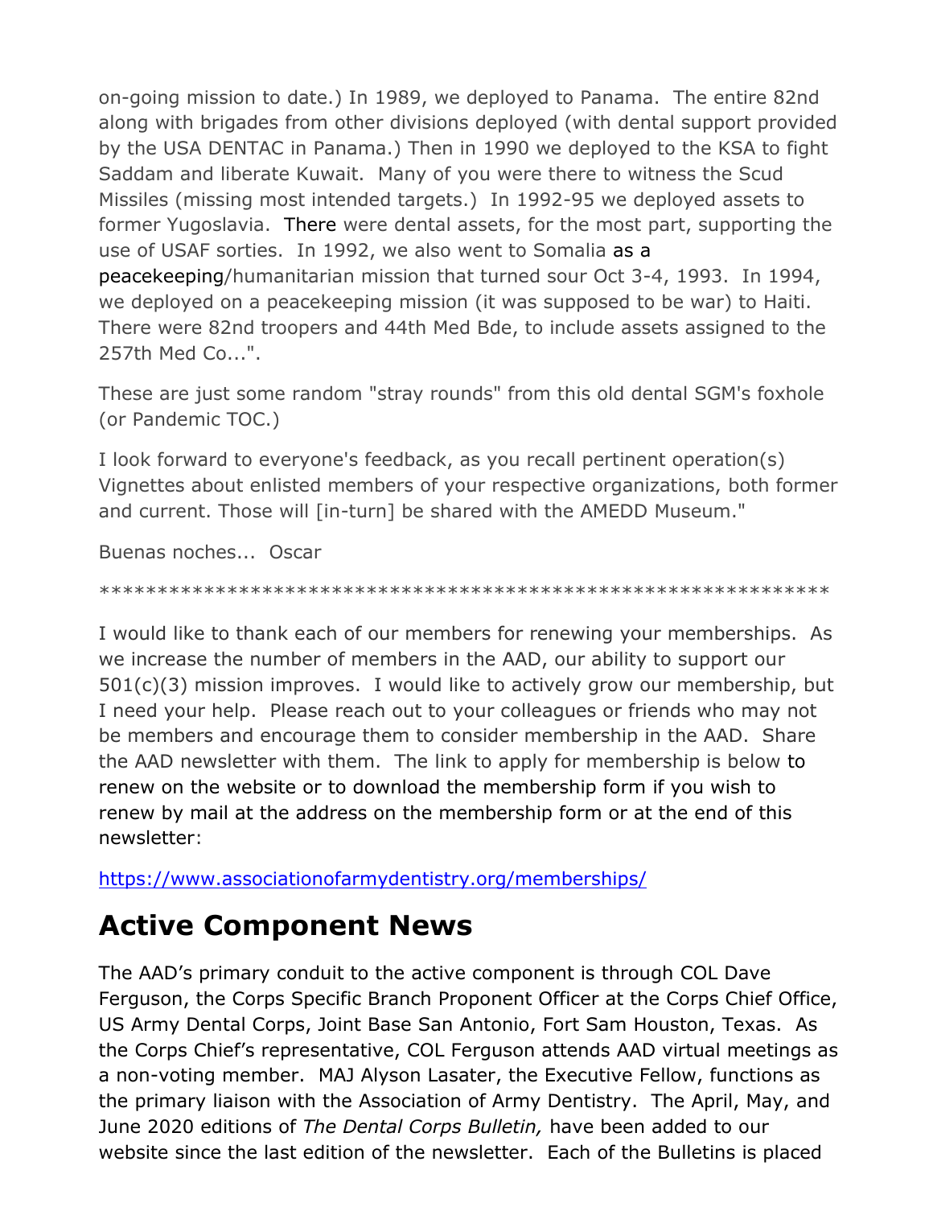on-going mission to date.) In 1989, we deployed to Panama. The entire 82nd along with brigades from other divisions deployed (with dental support provided by the USA DENTAC in Panama.) Then in 1990 we deployed to the KSA to fight Saddam and liberate Kuwait. Many of you were there to witness the Scud Missiles (missing most intended targets.) In 1992-95 we deployed assets to former Yugoslavia. There were dental assets, for the most part, supporting the use of USAF sorties. In 1992, we also went to Somalia as a peacekeeping/humanitarian mission that turned sour Oct 3-4, 1993. In 1994, we deployed on a peacekeeping mission (it was supposed to be war) to Haiti. There were 82nd troopers and 44th Med Bde, to include assets assigned to the 257th Med Co...".

These are just some random "stray rounds" from this old dental SGM's foxhole (or Pandemic TOC.)

I look forward to everyone's feedback, as you recall pertinent operation(s) Vignettes about enlisted members of your respective organizations, both former and current. Those will [in-turn] be shared with the AMEDD Museum."

Buenas noches... Oscar

**************************************************************

I would like to thank each of our members for renewing your memberships. As we increase the number of members in the AAD, our ability to support our 501(c)(3) mission improves. I would like to actively grow our membership, but I need your help. Please reach out to your colleagues or friends who may not be members and encourage them to consider membership in the AAD. Share the AAD newsletter with them. The link to apply for membership is below to renew on the website or to download the membership form if you wish to renew by mail at the address on the membership form or at the end of this newsletter:

https://www.associationofarmydentistry.org/memberships/

## Active Component News

The AAD's primary conduit to the active component is through COL Dave Ferguson, the Corps Specific Branch Proponent Officer at the Corps Chief Office, US Army Dental Corps, Joint Base San Antonio, Fort Sam Houston, Texas. As the Corps Chief's representative, COL Ferguson attends AAD virtual meetings as a non-voting member. MAJ Alyson Lasater, the Executive Fellow, functions as the primary liaison with the Association of Army Dentistry. The April, May, and June 2020 editions of *The Dental Corps Bulletin,* have been added to our website since the last edition of the newsletter. Each of the Bulletins is placed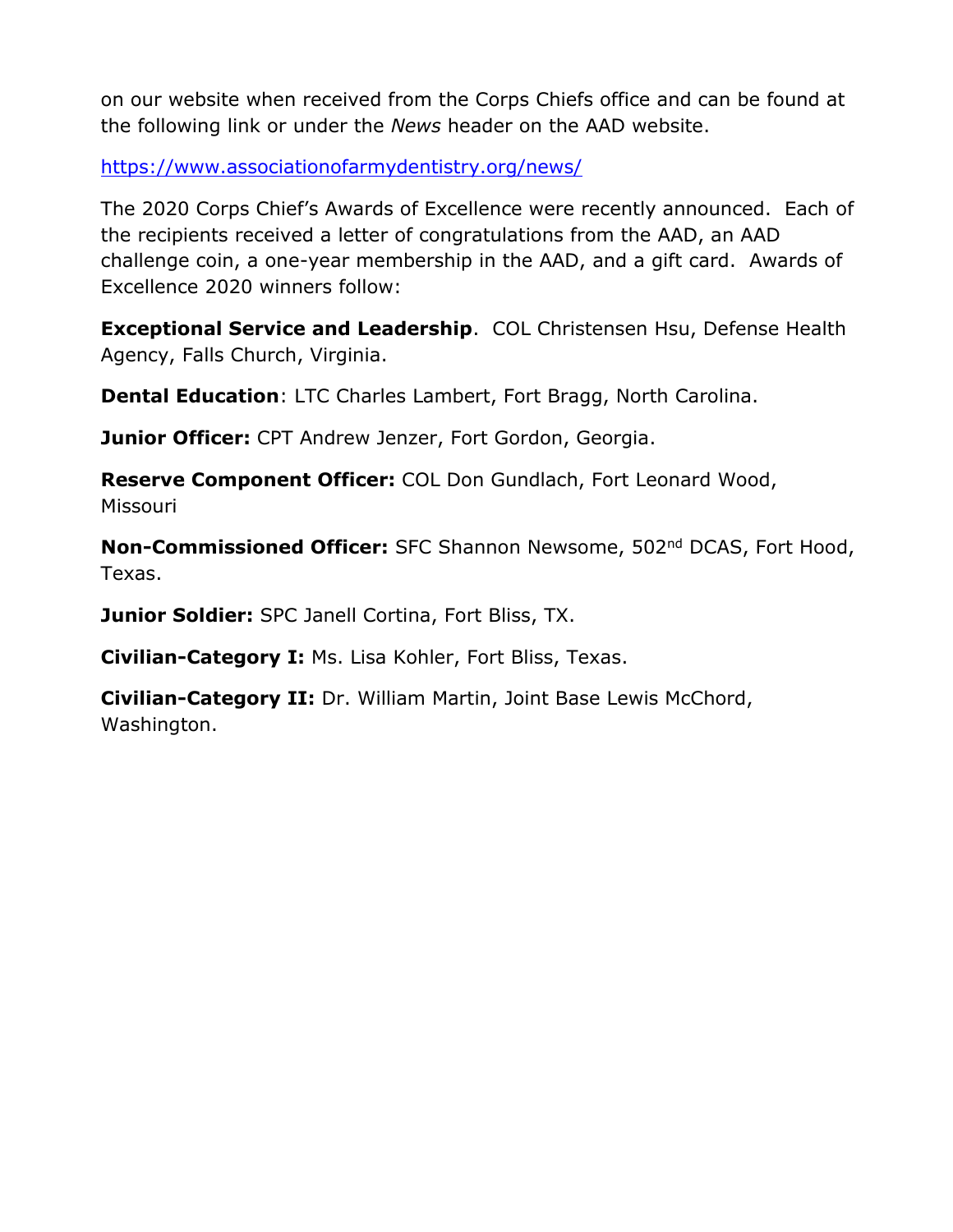on our website when received from the Corps Chiefs office and can be found at the following link or under the *News* header on the AAD website.

https://www.associationofarmydentistry.org/news/

The 2020 Corps Chief's Awards of Excellence were recently announced. Each of the recipients received a letter of congratulations from the AAD, an AAD challenge coin, a one-year membership in the AAD, and a gift card. Awards of Excellence 2020 winners follow:

**Exceptional Service and Leadership**. COL Christensen Hsu, Defense Health Agency, Falls Church, Virginia.

**Dental Education**: LTC Charles Lambert, Fort Bragg, North Carolina.

**Junior Officer:** CPT Andrew Jenzer, Fort Gordon, Georgia.

**Reserve Component Officer:** COL Don Gundlach, Fort Leonard Wood, Missouri

**Non-Commissioned Officer:** SFC Shannon Newsome, 502nd DCAS, Fort Hood, Texas.

**Junior Soldier:** SPC Janell Cortina, Fort Bliss, TX.

**Civilian-Category I:** Ms. Lisa Kohler, Fort Bliss, Texas.

**Civilian-Category II:** Dr. William Martin, Joint Base Lewis McChord, Washington.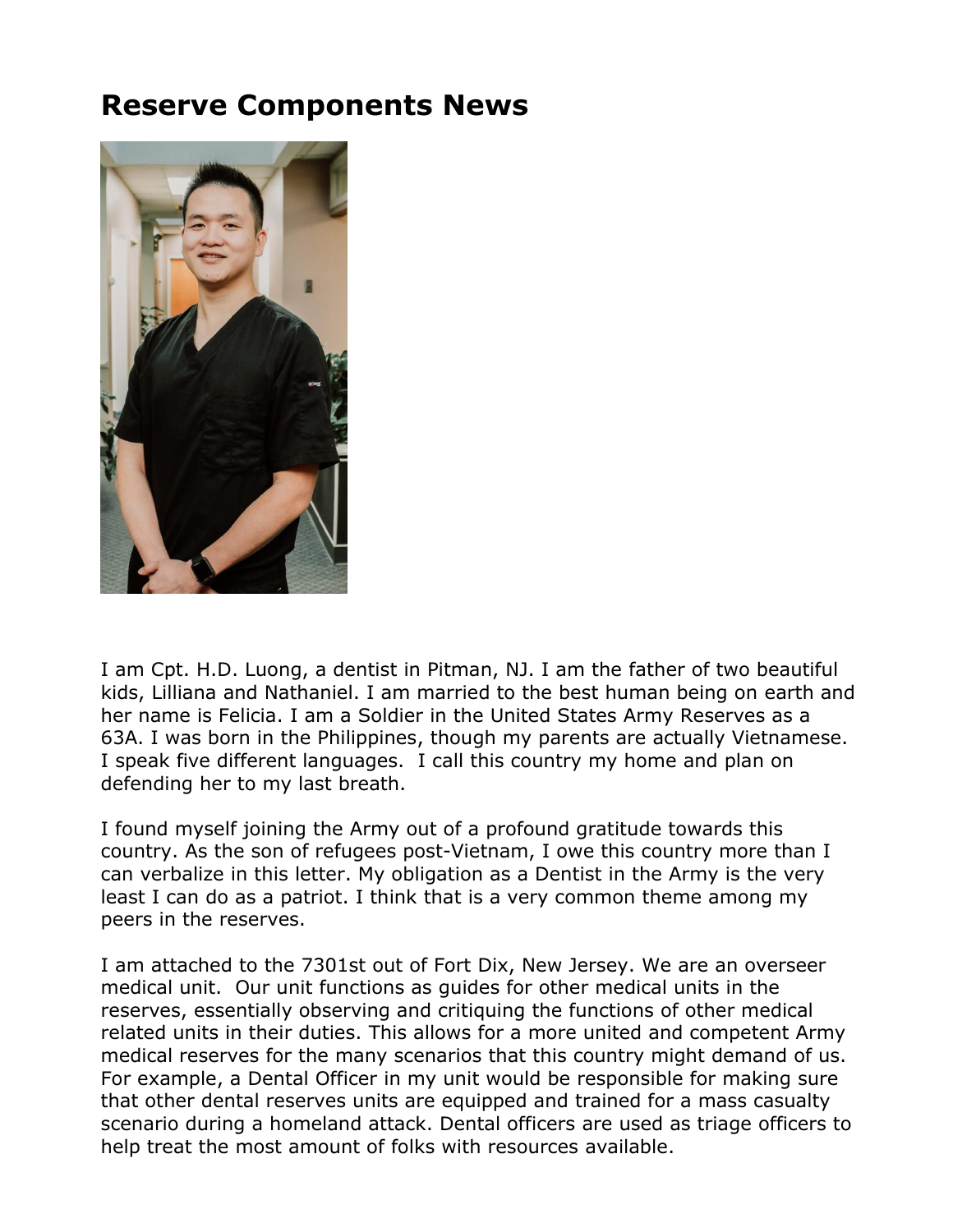# Reserve Components News

I am Cpt. H.D. Luong, a dentist in Pitman, NJ. I am the father of two beautiful kids, Lilliana and Nathaniel. I am married to the best human being on earth and her name is Felicia. I am a Soldier in the United States Army Reserves as a 63A. I was born in the Philippines, though my parents are actually Vietnamese. I speak five different languages. I call this country my home and plan on defending her to my last breath.

I found myself joining the Army out of a profound gratitude towards this country. As the son of refugees post-Vietnam, I owe this country more than I can verbalize in this letter. My obligation as a Dentist in the Army is the very least I can do as a patriot. I think that is a very common theme among my peers in the reserves.

I am attached to the 7301st out of Fort Dix, New Jersey. We are an overseer medical unit. Our unit functions as guides for other medical units in the reserves, essentially observing and critiquing the functions of other medical related units in their duties. This allows for a more united and competent Army medical reserves for the many scenarios that this country might demand of us. For example, a Dental Officer in my unit would be responsible for making sure that other dental reserves units are equipped and trained for a mass casualty scenario during a homeland attack. Dental officers are used as triage officers to help treat the most amount of folks with resources available.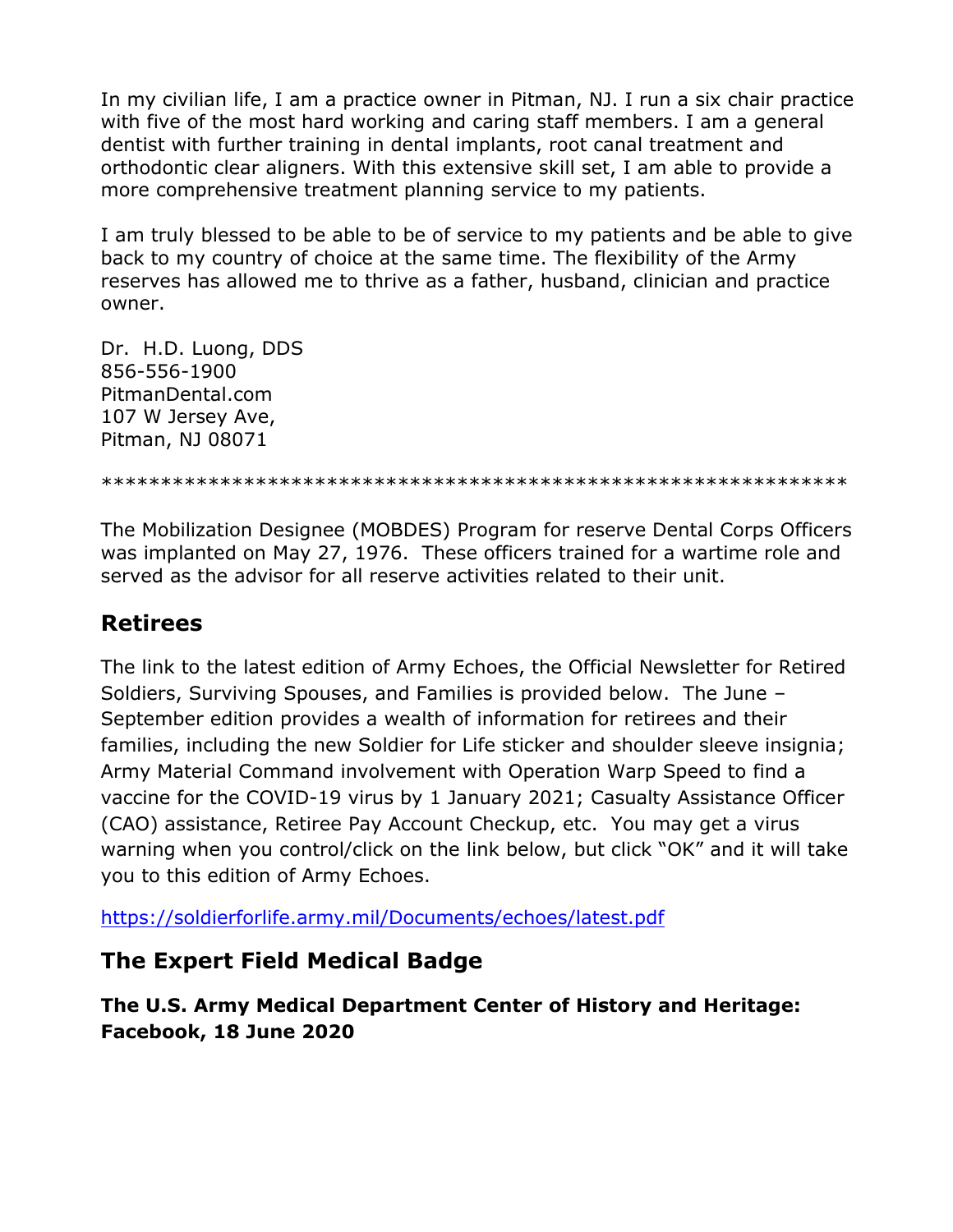In my civilian life, I am a practice owner in Pitman, NJ. I run a six chair practice with five of the most hard working and caring staff members. I am a general dentist with further training in dental implants, root canal treatment and orthodontic clear aligners. With this extensive skill set, I am able to provide a more comprehensive treatment planning service to my patients.

I am truly blessed to be able to be of service to my patients and be able to give back to my country of choice at the same time. The flexibility of the Army reserves has allowed me to thrive as a father, husband, clinician and practice owner.

Dr. H.D. Luong, DDS
856-556-1900
PitmanDental.com
107 W Jersey Ave,
Pitman, NJ 08071

************************************************************

The Mobilization Designee (MOBDES) Program for reserve Dental Corps Officers was implanted on May 27, 1976. These officers trained for a wartime role and served as the advisor for all reserve activities related to their unit.

## Retirees

The link to the latest edition of Army Echoes, the Official Newsletter for Retired Soldiers, Surviving Spouses, and Families is provided below. The June – September edition provides a wealth of information for retirees and their families, including the new Soldier for Life sticker and shoulder sleeve insignia; Army Material Command involvement with Operation Warp Speed to find a vaccine for the COVID-19 virus by 1 January 2021; Casualty Assistance Officer (CAO) assistance, Retiree Pay Account Checkup, etc. You may get a virus warning when you control/click on the link below, but click "OK" and it will take you to this edition of Army Echoes.

https://soldierforlife.army.mil/Documents/echoes/latest.pdf

## The Expert Field Medical Badge

**The U.S. Army Medical Department Center of History and Heritage: Facebook, 18 June 2020**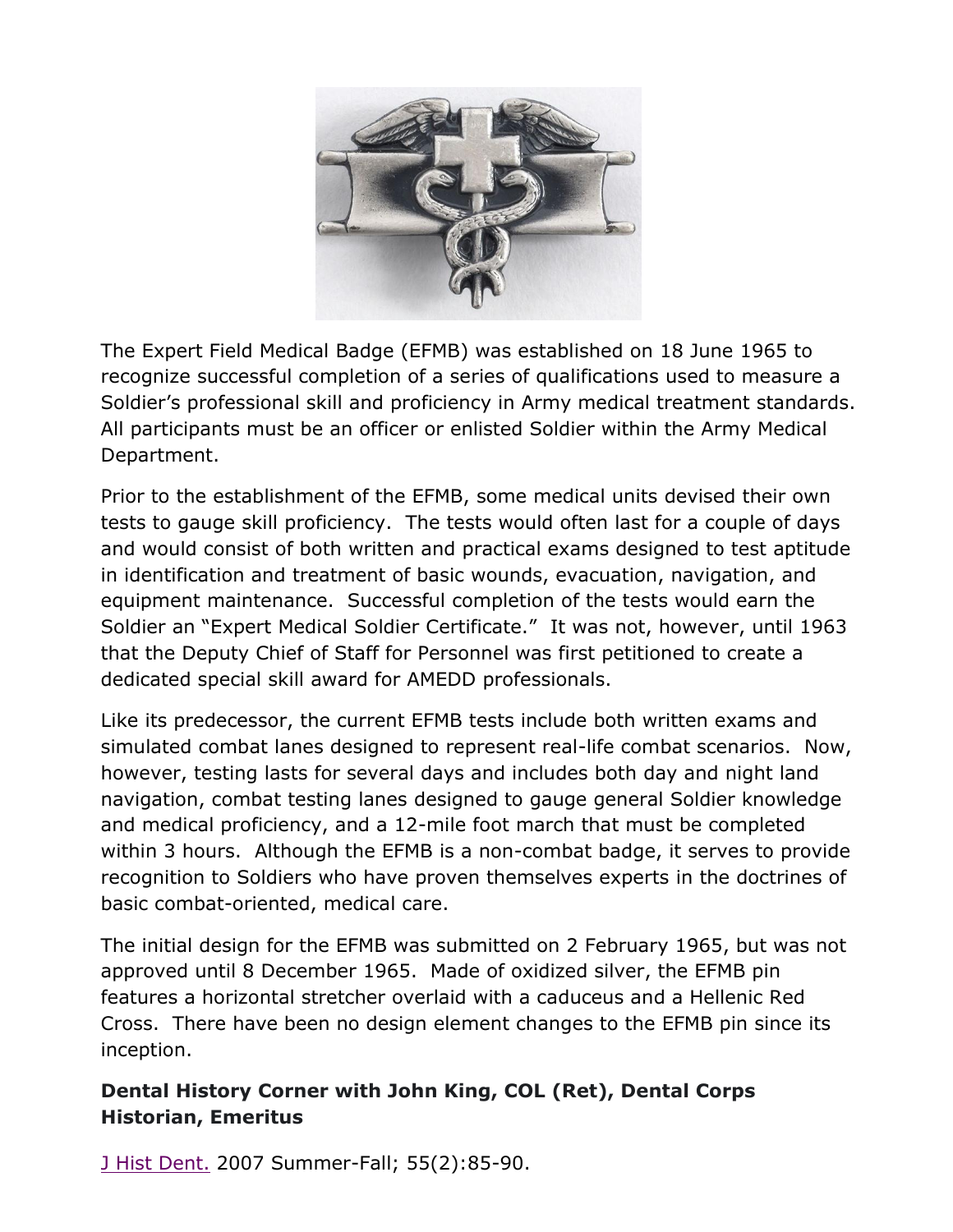The Expert Field Medical Badge (EFMB) was established on 18 June 1965 to recognize successful completion of a series of qualifications used to measure a Soldier's professional skill and proficiency in Army medical treatment standards. All participants must be an officer or enlisted Soldier within the Army Medical Department.

Prior to the establishment of the EFMB, some medical units devised their own tests to gauge skill proficiency. The tests would often last for a couple of days and would consist of both written and practical exams designed to test aptitude in identification and treatment of basic wounds, evacuation, navigation, and equipment maintenance. Successful completion of the tests would earn the Soldier an "Expert Medical Soldier Certificate." It was not, however, until 1963 that the Deputy Chief of Staff for Personnel was first petitioned to create a dedicated special skill award for AMEDD professionals.

Like its predecessor, the current EFMB tests include both written exams and simulated combat lanes designed to represent real-life combat scenarios. Now, however, testing lasts for several days and includes both day and night land navigation, combat testing lanes designed to gauge general Soldier knowledge and medical proficiency, and a 12-mile foot march that must be completed within 3 hours. Although the EFMB is a non-combat badge, it serves to provide recognition to Soldiers who have proven themselves experts in the doctrines of basic combat-oriented, medical care.

The initial design for the EFMB was submitted on 2 February 1965, but was not approved until 8 December 1965. Made of oxidized silver, the EFMB pin features a horizontal stretcher overlaid with a caduceus and a Hellenic Red Cross. There have been no design element changes to the EFMB pin since its inception.

**Dental History Corner with John King, COL (Ret), Dental Corps Historian, Emeritus**

J Hist Dent. 2007 Summer-Fall; 55(2):85-90.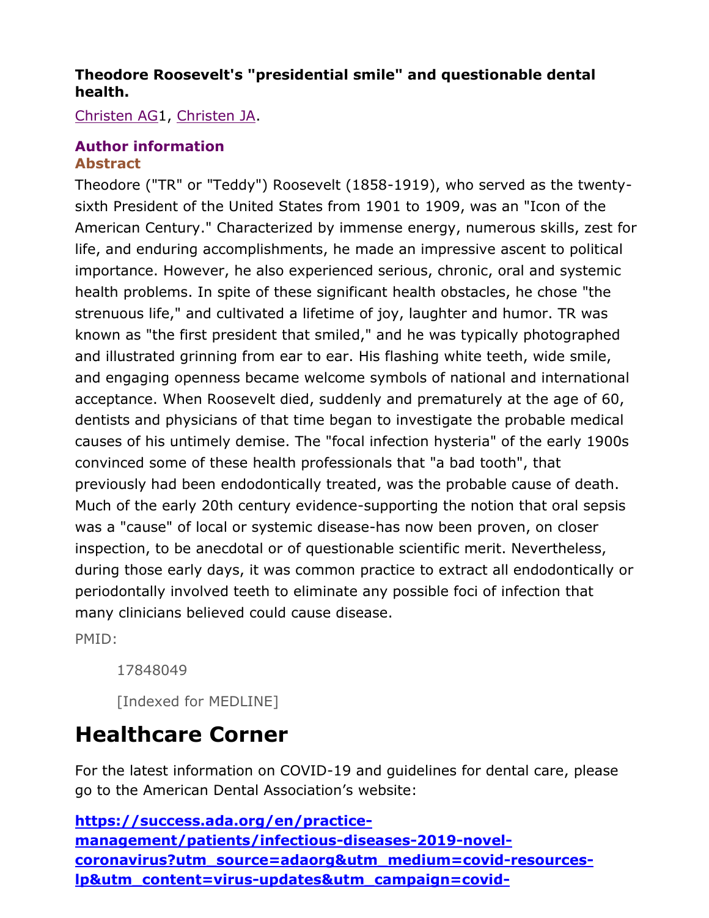**Theodore Roosevelt's "presidential smile" and questionable dental health.**

Christen AG[1], Christen JA.

**Author information**

**Abstract**

Theodore ("TR" or "Teddy") Roosevelt (1858-1919), who served as the twenty-sixth President of the United States from 1901 to 1909, was an "Icon of the American Century." Characterized by immense energy, numerous skills, zest for life, and enduring accomplishments, he made an impressive ascent to political importance. However, he also experienced serious, chronic, oral and systemic health problems. In spite of these significant health obstacles, he chose "the strenuous life," and cultivated a lifetime of joy, laughter and humor. TR was known as "the first president that smiled," and he was typically photographed and illustrated grinning from ear to ear. His flashing white teeth, wide smile, and engaging openness became welcome symbols of national and international acceptance. When Roosevelt died, suddenly and prematurely at the age of 60, dentists and physicians of that time began to investigate the probable medical causes of his untimely demise. The "focal infection hysteria" of the early 1900s convinced some of these health professionals that "a bad tooth", that previously had been endodontically treated, was the probable cause of death. Much of the early 20th century evidence-supporting the notion that oral sepsis was a "cause" of local or systemic disease-has now been proven, on closer inspection, to be anecdotal or of questionable scientific merit. Nevertheless, during those early days, it was common practice to extract all endodontically or periodontally involved teeth to eliminate any possible foci of infection that many clinicians believed could cause disease.

PMID:

17848049

[Indexed for MEDLINE]

# Healthcare Corner

For the latest information on COVID-19 and guidelines for dental care, please go to the American Dental Association's website:

**https://success.ada.org/en/practice-management/patients/infectious-diseases-2019-novel-coronavirus?utm_source=adaorg&utm_medium=covid-resources-lp&utm_content=virus-updates&utm_campaign=covid-**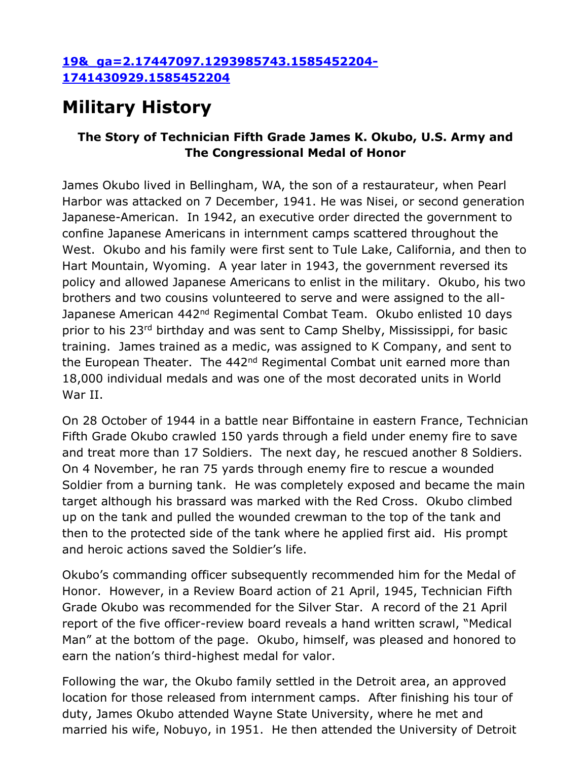[19&_ga=2.17447097.1293985743.1585452204-1741430929.1585452204](19&_ga=2.17447097.1293985743.1585452204-1741430929.1585452204)

# Military History

### The Story of Technician Fifth Grade James K. Okubo, U.S. Army and The Congressional Medal of Honor

James Okubo lived in Bellingham, WA, the son of a restaurateur, when Pearl Harbor was attacked on 7 December, 1941. He was Nisei, or second generation Japanese-American. In 1942, an executive order directed the government to confine Japanese Americans in internment camps scattered throughout the West. Okubo and his family were first sent to Tule Lake, California, and then to Hart Mountain, Wyoming. A year later in 1943, the government reversed its policy and allowed Japanese Americans to enlist in the military. Okubo, his two brothers and two cousins volunteered to serve and were assigned to the all-Japanese American 442nd Regimental Combat Team. Okubo enlisted 10 days prior to his 23rd birthday and was sent to Camp Shelby, Mississippi, for basic training. James trained as a medic, was assigned to K Company, and sent to the European Theater. The 442nd Regimental Combat unit earned more than 18,000 individual medals and was one of the most decorated units in World War II.

On 28 October of 1944 in a battle near Biffontaine in eastern France, Technician Fifth Grade Okubo crawled 150 yards through a field under enemy fire to save and treat more than 17 Soldiers. The next day, he rescued another 8 Soldiers. On 4 November, he ran 75 yards through enemy fire to rescue a wounded Soldier from a burning tank. He was completely exposed and became the main target although his brassard was marked with the Red Cross. Okubo climbed up on the tank and pulled the wounded crewman to the top of the tank and then to the protected side of the tank where he applied first aid. His prompt and heroic actions saved the Soldier's life.

Okubo's commanding officer subsequently recommended him for the Medal of Honor. However, in a Review Board action of 21 April, 1945, Technician Fifth Grade Okubo was recommended for the Silver Star. A record of the 21 April report of the five officer-review board reveals a hand written scrawl, "Medical Man" at the bottom of the page. Okubo, himself, was pleased and honored to earn the nation's third-highest medal for valor.

Following the war, the Okubo family settled in the Detroit area, an approved location for those released from internment camps. After finishing his tour of duty, James Okubo attended Wayne State University, where he met and married his wife, Nobuyo, in 1951. He then attended the University of Detroit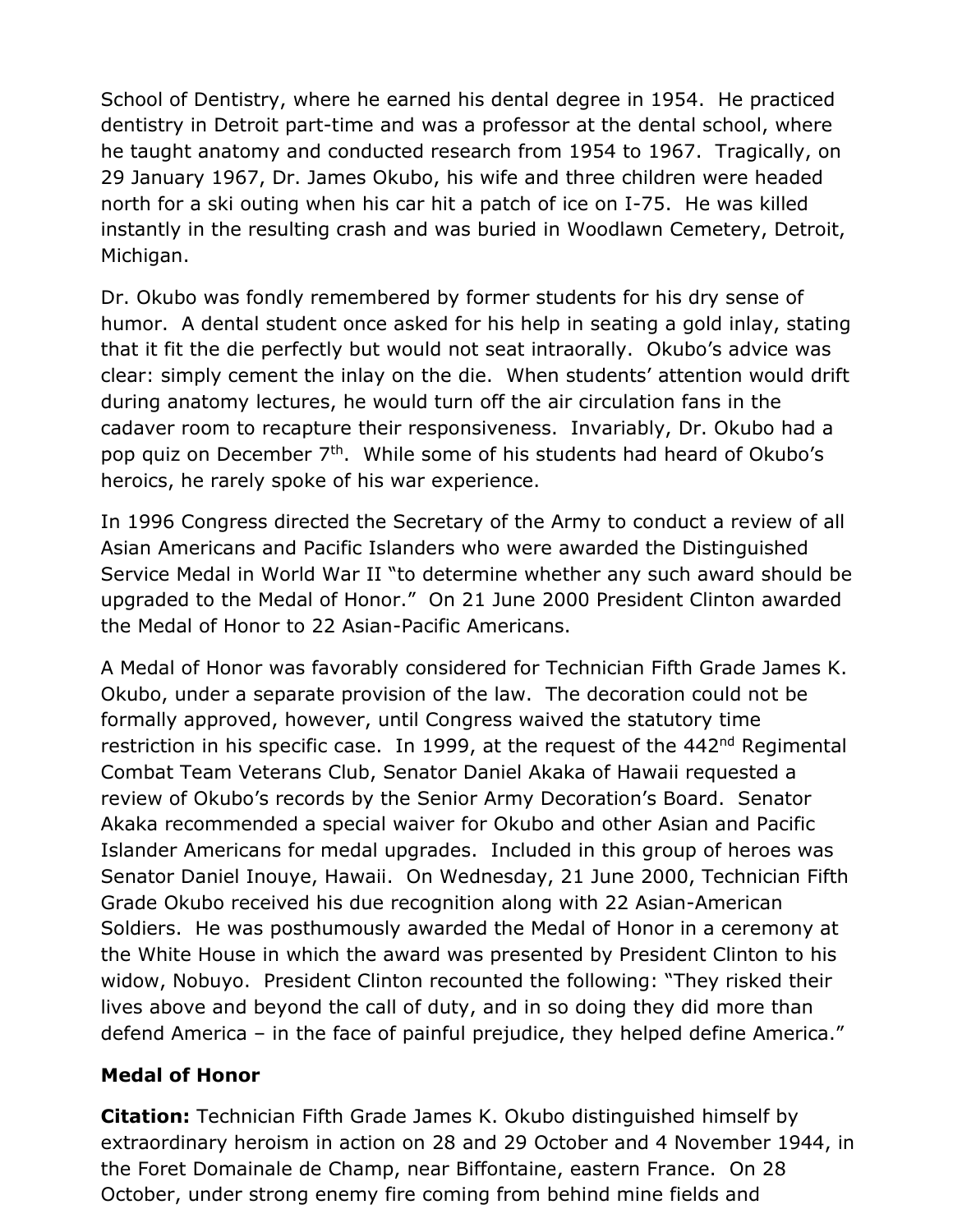School of Dentistry, where he earned his dental degree in 1954. He practiced dentistry in Detroit part-time and was a professor at the dental school, where he taught anatomy and conducted research from 1954 to 1967. Tragically, on 29 January 1967, Dr. James Okubo, his wife and three children were headed north for a ski outing when his car hit a patch of ice on I-75. He was killed instantly in the resulting crash and was buried in Woodlawn Cemetery, Detroit, Michigan.

Dr. Okubo was fondly remembered by former students for his dry sense of humor. A dental student once asked for his help in seating a gold inlay, stating that it fit the die perfectly but would not seat intraorally. Okubo's advice was clear: simply cement the inlay on the die. When students' attention would drift during anatomy lectures, he would turn off the air circulation fans in the cadaver room to recapture their responsiveness. Invariably, Dr. Okubo had a pop quiz on December 7th. While some of his students had heard of Okubo's heroics, he rarely spoke of his war experience.

In 1996 Congress directed the Secretary of the Army to conduct a review of all Asian Americans and Pacific Islanders who were awarded the Distinguished Service Medal in World War II "to determine whether any such award should be upgraded to the Medal of Honor." On 21 June 2000 President Clinton awarded the Medal of Honor to 22 Asian-Pacific Americans.

A Medal of Honor was favorably considered for Technician Fifth Grade James K. Okubo, under a separate provision of the law. The decoration could not be formally approved, however, until Congress waived the statutory time restriction in his specific case. In 1999, at the request of the 442nd Regimental Combat Team Veterans Club, Senator Daniel Akaka of Hawaii requested a review of Okubo's records by the Senior Army Decoration's Board. Senator Akaka recommended a special waiver for Okubo and other Asian and Pacific Islander Americans for medal upgrades. Included in this group of heroes was Senator Daniel Inouye, Hawaii. On Wednesday, 21 June 2000, Technician Fifth Grade Okubo received his due recognition along with 22 Asian-American Soldiers. He was posthumously awarded the Medal of Honor in a ceremony at the White House in which the award was presented by President Clinton to his widow, Nobuyo. President Clinton recounted the following: "They risked their lives above and beyond the call of duty, and in so doing they did more than defend America – in the face of painful prejudice, they helped define America."

### Medal of Honor

**Citation:** Technician Fifth Grade James K. Okubo distinguished himself by extraordinary heroism in action on 28 and 29 October and 4 November 1944, in the Foret Domainale de Champ, near Biffontaine, eastern France. On 28 October, under strong enemy fire coming from behind mine fields and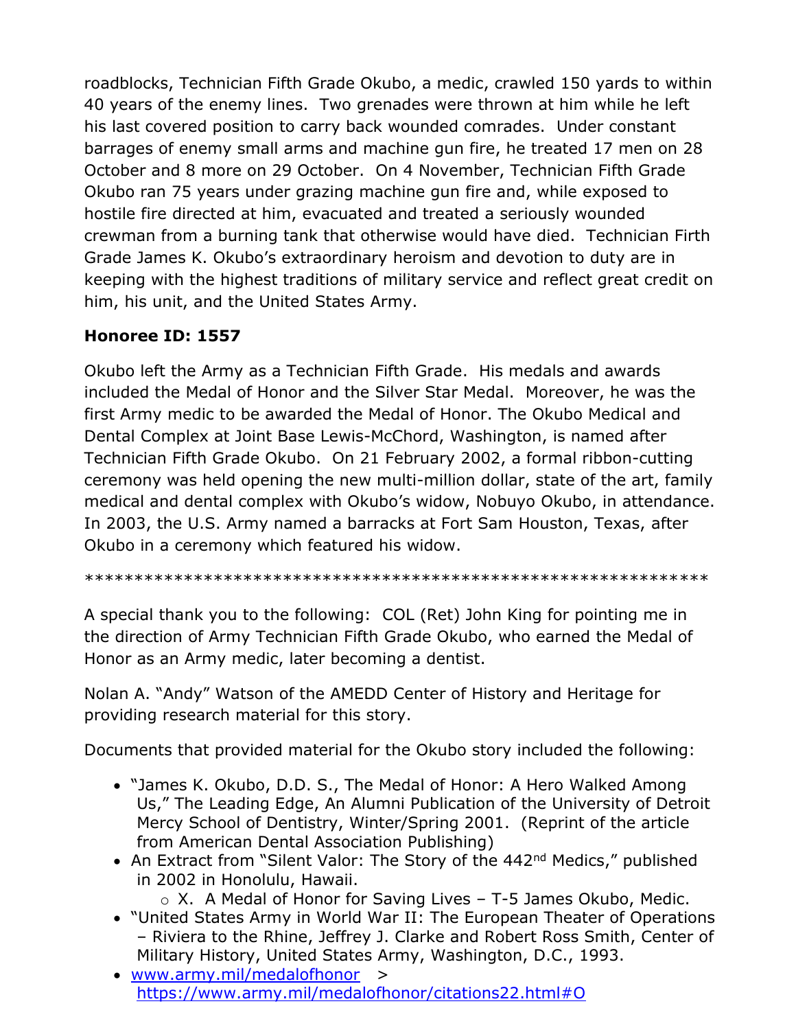roadblocks, Technician Fifth Grade Okubo, a medic, crawled 150 yards to within 40 years of the enemy lines. Two grenades were thrown at him while he left his last covered position to carry back wounded comrades. Under constant barrages of enemy small arms and machine gun fire, he treated 17 men on 28 October and 8 more on 29 October. On 4 November, Technician Fifth Grade Okubo ran 75 years under grazing machine gun fire and, while exposed to hostile fire directed at him, evacuated and treated a seriously wounded crewman from a burning tank that otherwise would have died. Technician Firth Grade James K. Okubo's extraordinary heroism and devotion to duty are in keeping with the highest traditions of military service and reflect great credit on him, his unit, and the United States Army.

**Honoree ID: 1557**

Okubo left the Army as a Technician Fifth Grade. His medals and awards included the Medal of Honor and the Silver Star Medal. Moreover, he was the first Army medic to be awarded the Medal of Honor. The Okubo Medical and Dental Complex at Joint Base Lewis-McChord, Washington, is named after Technician Fifth Grade Okubo. On 21 February 2002, a formal ribbon-cutting ceremony was held opening the new multi-million dollar, state of the art, family medical and dental complex with Okubo's widow, Nobuyo Okubo, in attendance. In 2003, the U.S. Army named a barracks at Fort Sam Houston, Texas, after Okubo in a ceremony which featured his widow.

*************************************************************

A special thank you to the following: COL (Ret) John King for pointing me in the direction of Army Technician Fifth Grade Okubo, who earned the Medal of Honor as an Army medic, later becoming a dentist.

Nolan A. "Andy" Watson of the AMEDD Center of History and Heritage for providing research material for this story.

Documents that provided material for the Okubo story included the following:

- "James K. Okubo, D.D. S., The Medal of Honor: A Hero Walked Among Us," The Leading Edge, An Alumni Publication of the University of Detroit Mercy School of Dentistry, Winter/Spring 2001. (Reprint of the article from American Dental Association Publishing)
- An Extract from "Silent Valor: The Story of the 442nd Medics," published in 2002 in Honolulu, Hawaii.
  - X. A Medal of Honor for Saving Lives – T-5 James Okubo, Medic.
- "United States Army in World War II: The European Theater of Operations – Riviera to the Rhine, Jeffrey J. Clarke and Robert Ross Smith, Center of Military History, United States Army, Washington, D.C., 1993.
- www.army.mil/medalofhonor > https://www.army.mil/medalofhonor/citations22.html#O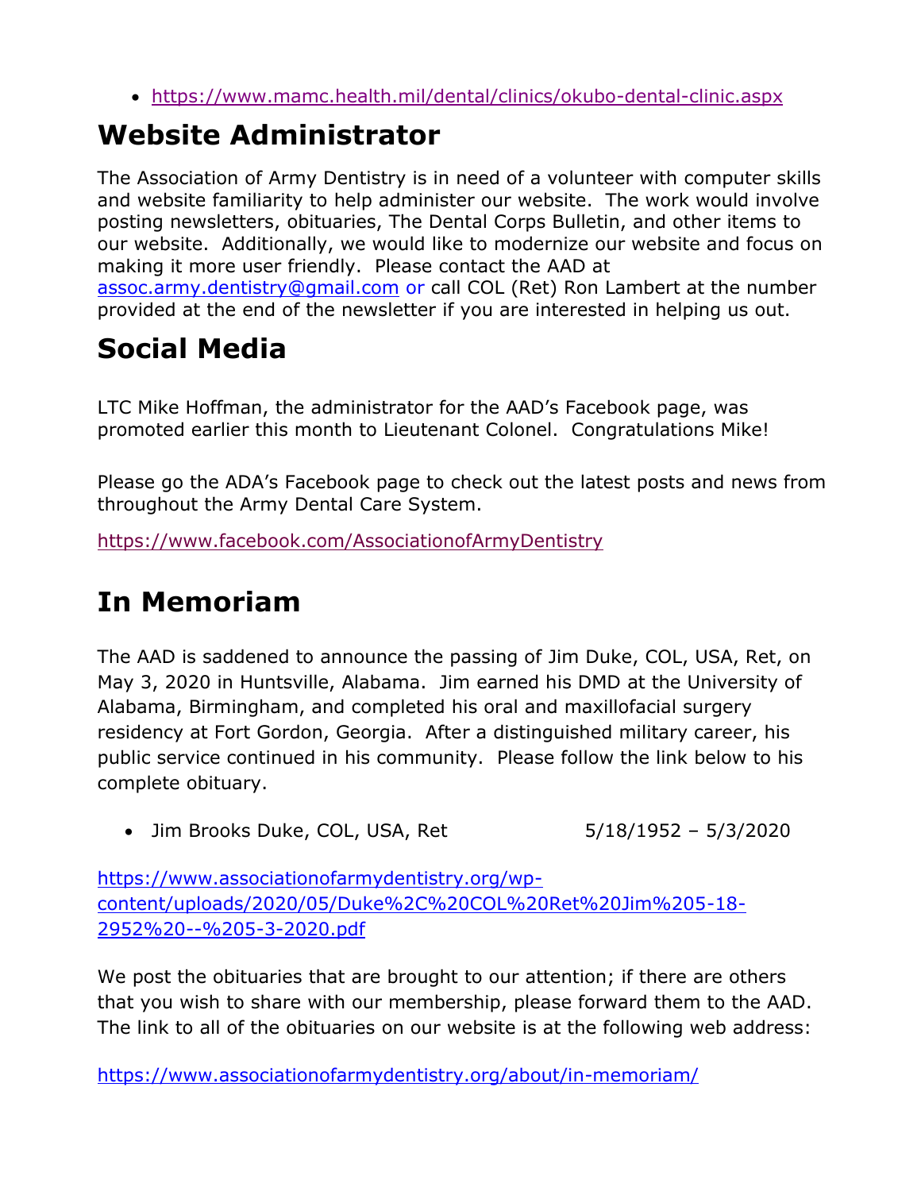- https://www.mamc.health.mil/dental/clinics/okubo-dental-clinic.aspx

# Website Administrator

The Association of Army Dentistry is in need of a volunteer with computer skills and website familiarity to help administer our website. The work would involve posting newsletters, obituaries, The Dental Corps Bulletin, and other items to our website. Additionally, we would like to modernize our website and focus on making it more user friendly. Please contact the AAD at assoc.army.dentistry@gmail.com or call COL (Ret) Ron Lambert at the number provided at the end of the newsletter if you are interested in helping us out.

# Social Media

LTC Mike Hoffman, the administrator for the AAD's Facebook page, was promoted earlier this month to Lieutenant Colonel. Congratulations Mike!

Please go the ADA's Facebook page to check out the latest posts and news from throughout the Army Dental Care System.

https://www.facebook.com/AssociationofArmyDentistry

# In Memoriam

The AAD is saddened to announce the passing of Jim Duke, COL, USA, Ret, on May 3, 2020 in Huntsville, Alabama. Jim earned his DMD at the University of Alabama, Birmingham, and completed his oral and maxillofacial surgery residency at Fort Gordon, Georgia. After a distinguished military career, his public service continued in his community. Please follow the link below to his complete obituary.

- Jim Brooks Duke, COL, USA, Ret 5/18/1952 – 5/3/2020

https://www.associationofarmydentistry.org/wp-content/uploads/2020/05/Duke%2C%20COL%20Ret%20Jim%205-18-2952%20--%205-3-2020.pdf

We post the obituaries that are brought to our attention; if there are others that you wish to share with our membership, please forward them to the AAD. The link to all of the obituaries on our website is at the following web address:

https://www.associationofarmydentistry.org/about/in-memoriam/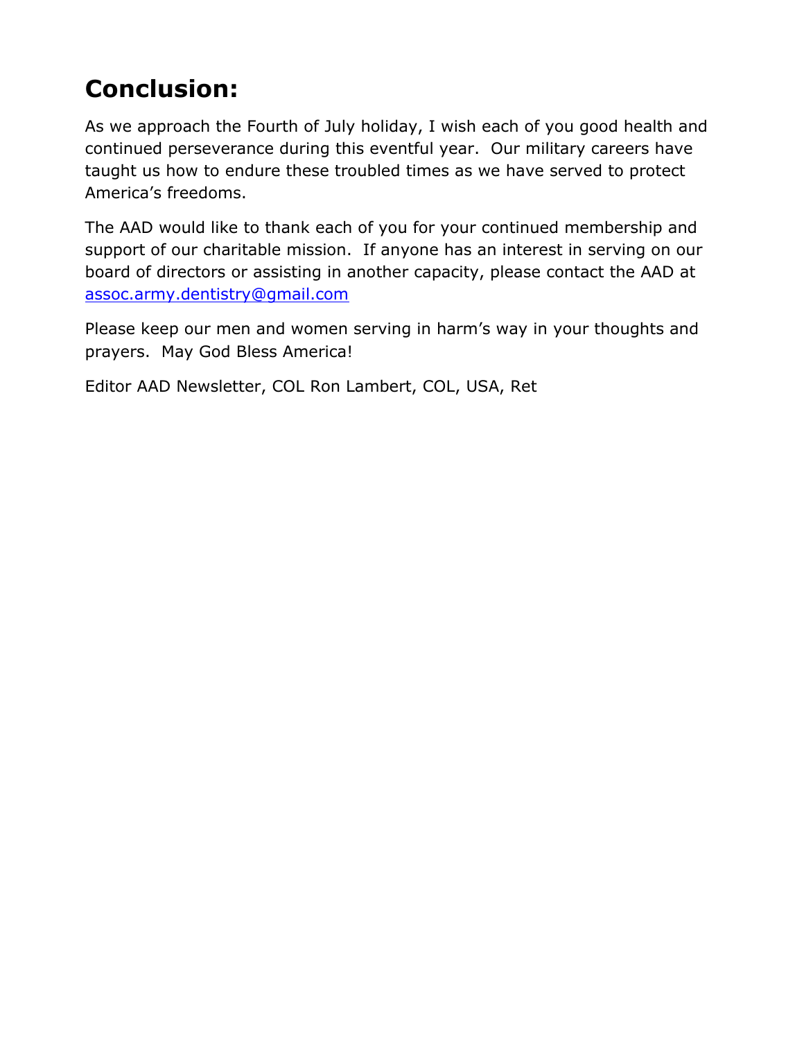## Conclusion:

As we approach the Fourth of July holiday, I wish each of you good health and continued perseverance during this eventful year. Our military careers have taught us how to endure these troubled times as we have served to protect America's freedoms.

The AAD would like to thank each of you for your continued membership and support of our charitable mission. If anyone has an interest in serving on our board of directors or assisting in another capacity, please contact the AAD at assoc.army.dentistry@gmail.com

Please keep our men and women serving in harm's way in your thoughts and prayers. May God Bless America!

Editor AAD Newsletter, COL Ron Lambert, COL, USA, Ret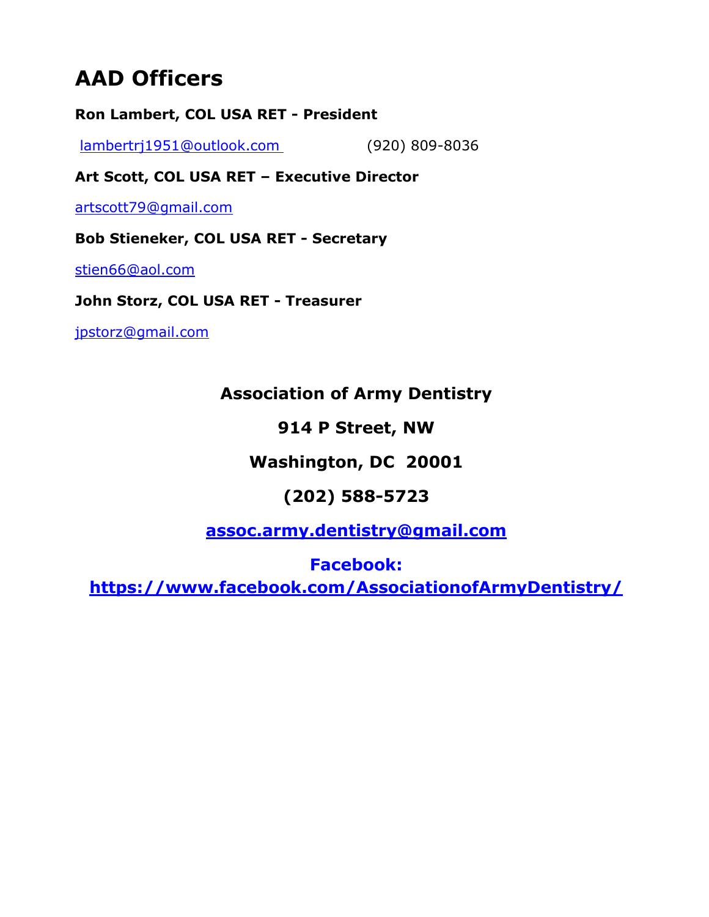# AAD Officers

**Ron Lambert, COL USA RET - President**

lambertrj1951@outlook.com (920) 809-8036

**Art Scott, COL USA RET – Executive Director**

artscott79@gmail.com

**Bob Stieneker, COL USA RET - Secretary**

stien66@aol.com

**John Storz, COL USA RET - Treasurer**

jpstorz@gmail.com

**Association of Army Dentistry**

**914 P Street, NW**

**Washington, DC 20001**

**(202) 588-5723**

**assoc.army.dentistry@gmail.com**

**Facebook: https://www.facebook.com/AssociationofArmyDentistry/**